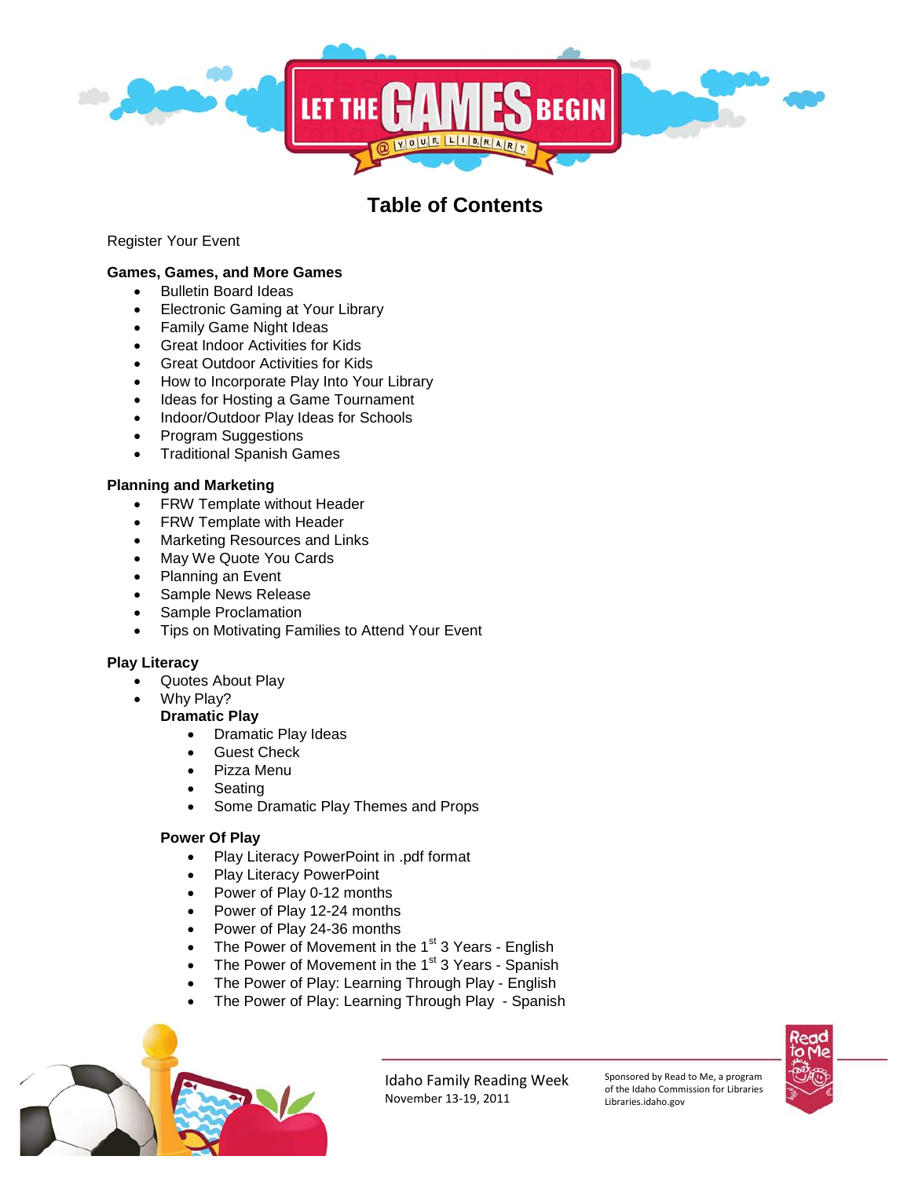# Table of Contents

Register Your Event

**Games, Games, and More Games**

- Bulletin Board Ideas
- Electronic Gaming at Your Library
- Family Game Night Ideas
- Great Indoor Activities for Kids
- Great Outdoor Activities for Kids
- How to Incorporate Play Into Your Library
- Ideas for Hosting a Game Tournament
- Indoor/Outdoor Play Ideas for Schools
- Program Suggestions
- Traditional Spanish Games

**Planning and Marketing**

- FRW Template without Header
- FRW Template with Header
- Marketing Resources and Links
- May We Quote You Cards
- Planning an Event
- Sample News Release
- Sample Proclamation
- Tips on Motivating Families to Attend Your Event

**Play Literacy**

- Quotes About Play
- Why Play?

  **Dramatic Play**

  - Dramatic Play Ideas
  - Guest Check
  - Pizza Menu
  - Seating
  - Some Dramatic Play Themes and Props

  **Power Of Play**

  - Play Literacy PowerPoint in .pdf format
  - Play Literacy PowerPoint
  - Power of Play 0-12 months
  - Power of Play 12-24 months
  - Power of Play 24-36 months
  - The Power of Movement in the 1st 3 Years - English
  - The Power of Movement in the 1st 3 Years - Spanish
  - The Power of Play: Learning Through Play - English
  - The Power of Play: Learning Through Play - Spanish

Idaho Family Reading Week
November 13-19, 2011

Sponsored by Read to Me, a program of the Idaho Commission for Libraries
Libraries.idaho.gov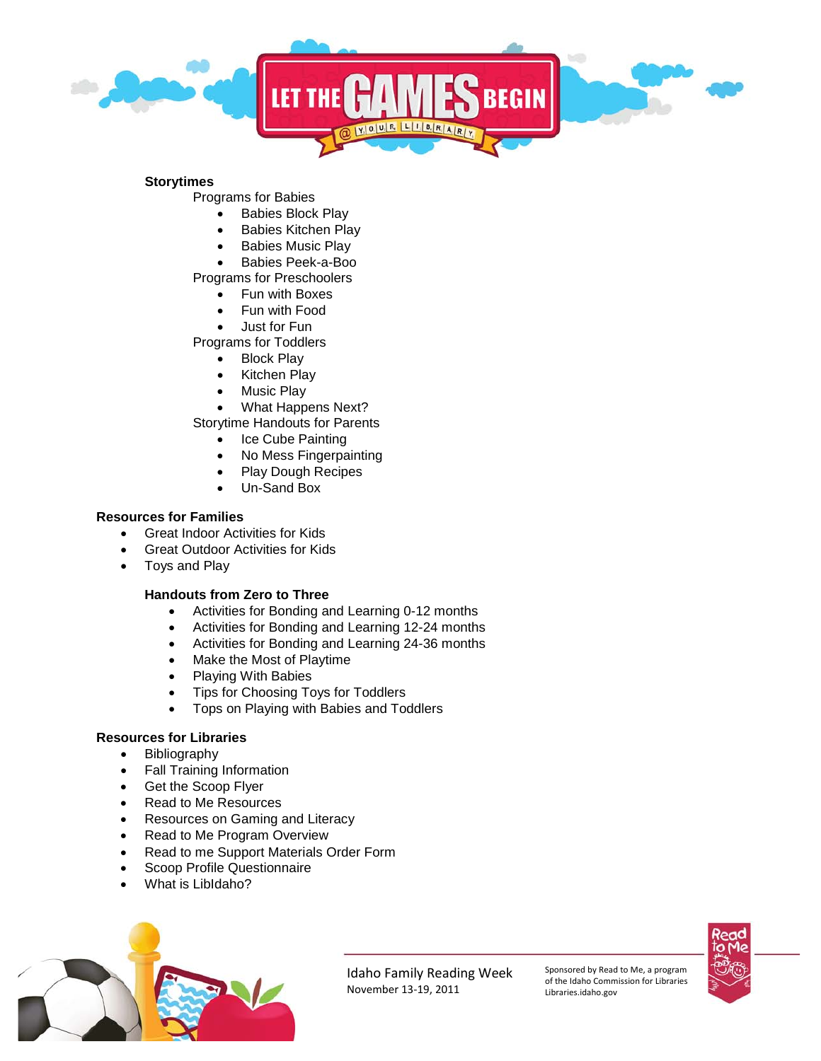# LET THE GAMES BEGIN @ YOUR LIBRARY

**Storytimes**

Programs for Babies

- Babies Block Play
- Babies Kitchen Play
- Babies Music Play
- Babies Peek-a-Boo

Programs for Preschoolers

- Fun with Boxes
- Fun with Food
- Just for Fun

Programs for Toddlers

- Block Play
- Kitchen Play
- Music Play
- What Happens Next?

Storytime Handouts for Parents

- Ice Cube Painting
- No Mess Fingerpainting
- Play Dough Recipes
- Un-Sand Box

**Resources for Families**

- Great Indoor Activities for Kids
- Great Outdoor Activities for Kids
- Toys and Play

**Handouts from Zero to Three**

- Activities for Bonding and Learning 0-12 months
- Activities for Bonding and Learning 12-24 months
- Activities for Bonding and Learning 24-36 months
- Make the Most of Playtime
- Playing With Babies
- Tips for Choosing Toys for Toddlers
- Tops on Playing with Babies and Toddlers

**Resources for Libraries**

- Bibliography
- Fall Training Information
- Get the Scoop Flyer
- Read to Me Resources
- Resources on Gaming and Literacy
- Read to Me Program Overview
- Read to me Support Materials Order Form
- Scoop Profile Questionnaire
- What is LibIdaho?

Idaho Family Reading Week
November 13-19, 2011

Sponsored by Read to Me, a program of the Idaho Commission for Libraries
Libraries.idaho.gov